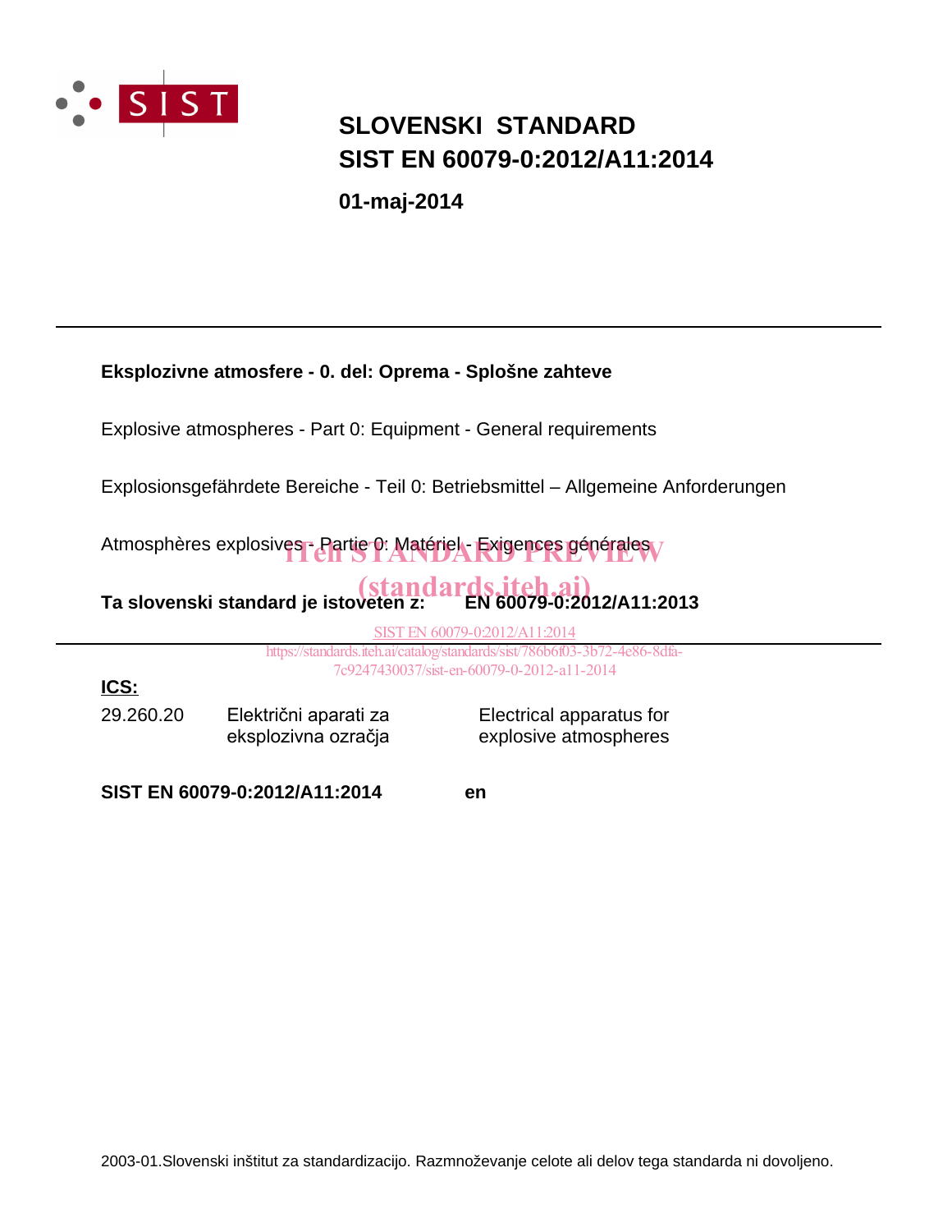SIST

# SLOVENSKI STANDARD
# SIST EN 60079-0:2012/A11:2014

**01-maj-2014**

---

**Eksplozivne atmosfere - 0. del: Oprema - Splošne zahteve**

Explosive atmospheres - Part 0: Equipment - General requirements

Explosionsgefährdete Bereiche - Teil 0: Betriebsmittel – Allgemeine Anforderungen

Atmosphères explosives - Partie 0: Matériel - Exigences générales

iTeh STANDARD PREVIEW
(standards.iteh.ai)

**Ta slovenski standard je istoveten z: EN 60079-0:2012/A11:2013**

SIST EN 60079-0:2012/A11:2014
https://standards.iteh.ai/catalog/standards/sist/786b6f03-3b72-4e86-8dfa-7c9247430037/sist-en-60079-0-2012-a11-2014

---

**ICS:**

| | | |
|---|---|---|
| 29.260.20 | Električni aparati za eksplozivna ozračja | Electrical apparatus for explosive atmospheres |

**SIST EN 60079-0:2012/A11:2014** **en**

2003-01.Slovenski inštitut za standardizacijo. Razmnoževanje celote ali delov tega standarda ni dovoljeno.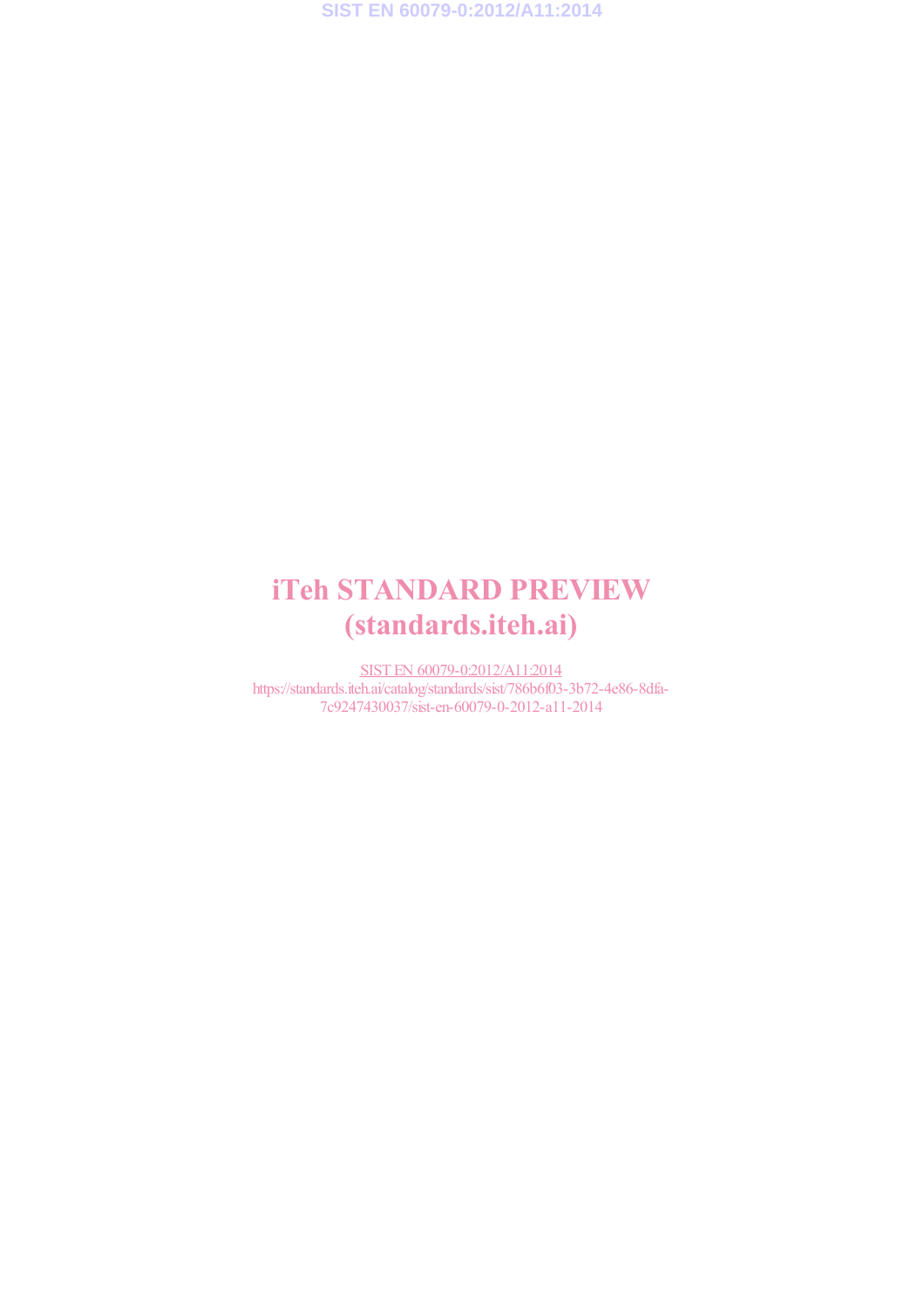iTeh STANDARD PREVIEW
(standards.iteh.ai)

SIST EN 60079-0:2012/A11:2014
https://standards.iteh.ai/catalog/standards/sist/786b6f03-3b72-4e86-8dfa-7c9247430037/sist-en-60079-0-2012-a11-2014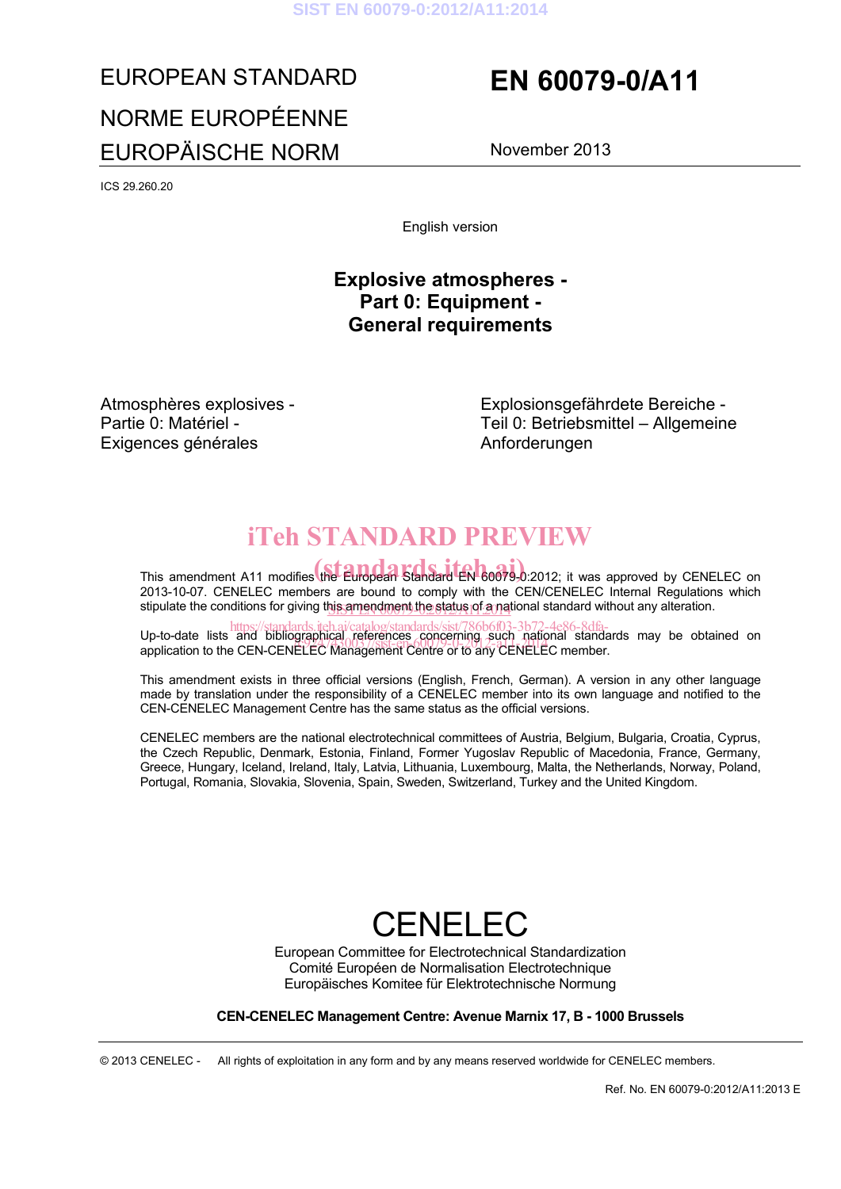EUROPEAN STANDARD

NORME EUROPÉENNE

EUROPÄISCHE NORM

# EN 60079-0/A11

November 2013

ICS 29.260.20

English version

## Explosive atmospheres - Part 0: Equipment - General requirements

Atmosphères explosives - Partie 0: Matériel - Exigences générales

Explosionsgefährdete Bereiche - Teil 0: Betriebsmittel – Allgemeine Anforderungen

This amendment A11 modifies the European Standard EN 60079-0:2012; it was approved by CENELEC on 2013-10-07. CENELEC members are bound to comply with the CEN/CENELEC Internal Regulations which stipulate the conditions for giving this amendment the status of a national standard without any alteration.

Up-to-date lists and bibliographical references concerning such national standards may be obtained on application to the CEN-CENELEC Management Centre or to any CENELEC member.

This amendment exists in three official versions (English, French, German). A version in any other language made by translation under the responsibility of a CENELEC member into its own language and notified to the CEN-CENELEC Management Centre has the same status as the official versions.

CENELEC members are the national electrotechnical committees of Austria, Belgium, Bulgaria, Croatia, Cyprus, the Czech Republic, Denmark, Estonia, Finland, Former Yugoslav Republic of Macedonia, France, Germany, Greece, Hungary, Iceland, Ireland, Italy, Latvia, Lithuania, Luxembourg, Malta, the Netherlands, Norway, Poland, Portugal, Romania, Slovakia, Slovenia, Spain, Sweden, Switzerland, Turkey and the United Kingdom.

CENELEC

European Committee for Electrotechnical Standardization
Comité Européen de Normalisation Electrotechnique
Europäisches Komitee für Elektrotechnische Normung

**CEN-CENELEC Management Centre: Avenue Marnix 17, B - 1000 Brussels**

© 2013 CENELEC - All rights of exploitation in any form and by any means reserved worldwide for CENELEC members.

Ref. No. EN 60079-0:2012/A11:2013 E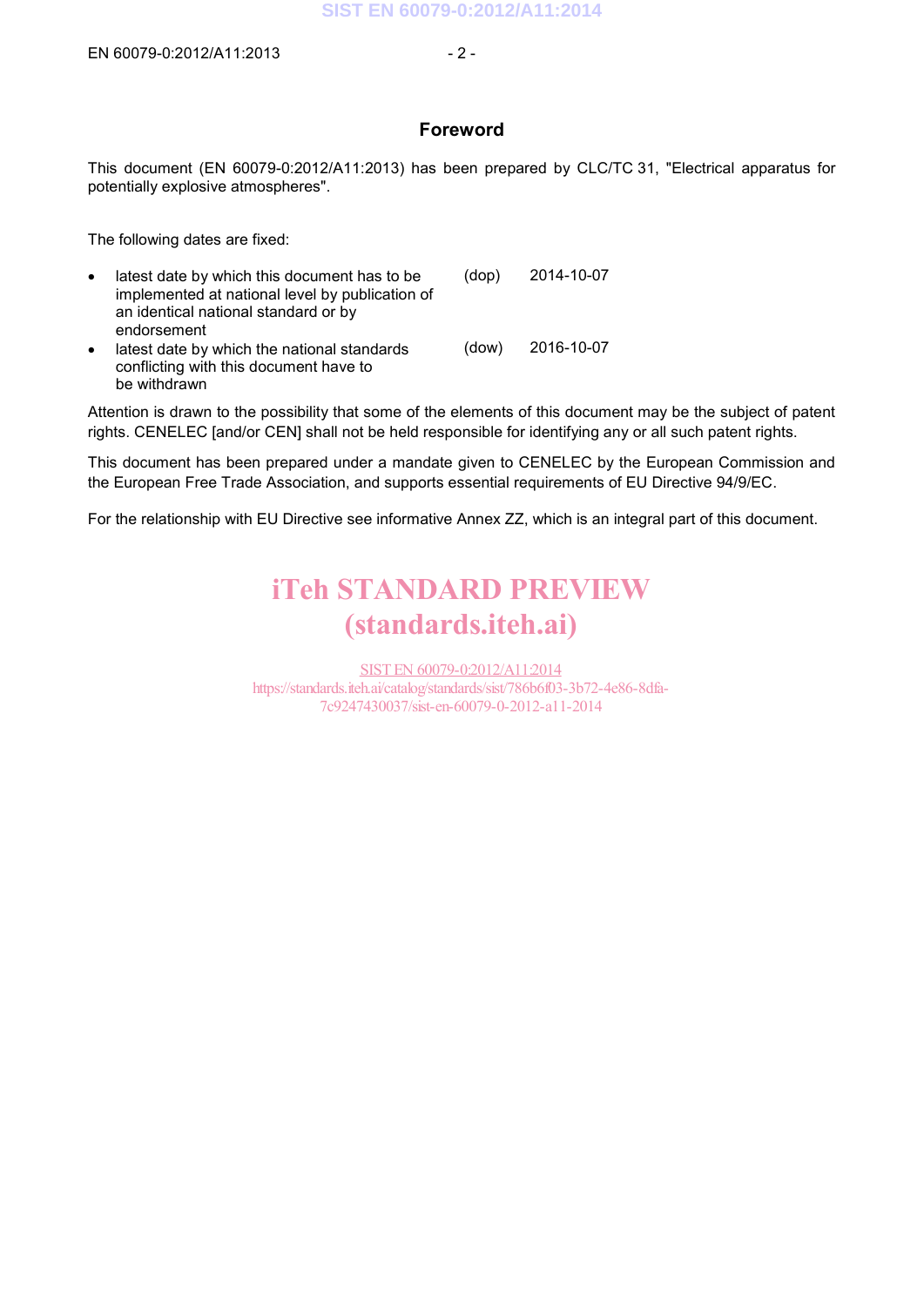## Foreword

This document (EN 60079-0:2012/A11:2013) has been prepared by CLC/TC 31, "Electrical apparatus for potentially explosive atmospheres".

The following dates are fixed:

- latest date by which this document has to be implemented at national level by publication of an identical national standard or by endorsement (dop) 2014-10-07
- latest date by which the national standards conflicting with this document have to be withdrawn (dow) 2016-10-07

Attention is drawn to the possibility that some of the elements of this document may be the subject of patent rights. CENELEC [and/or CEN] shall not be held responsible for identifying any or all such patent rights.

This document has been prepared under a mandate given to CENELEC by the European Commission and the European Free Trade Association, and supports essential requirements of EU Directive 94/9/EC.

For the relationship with EU Directive see informative Annex ZZ, which is an integral part of this document.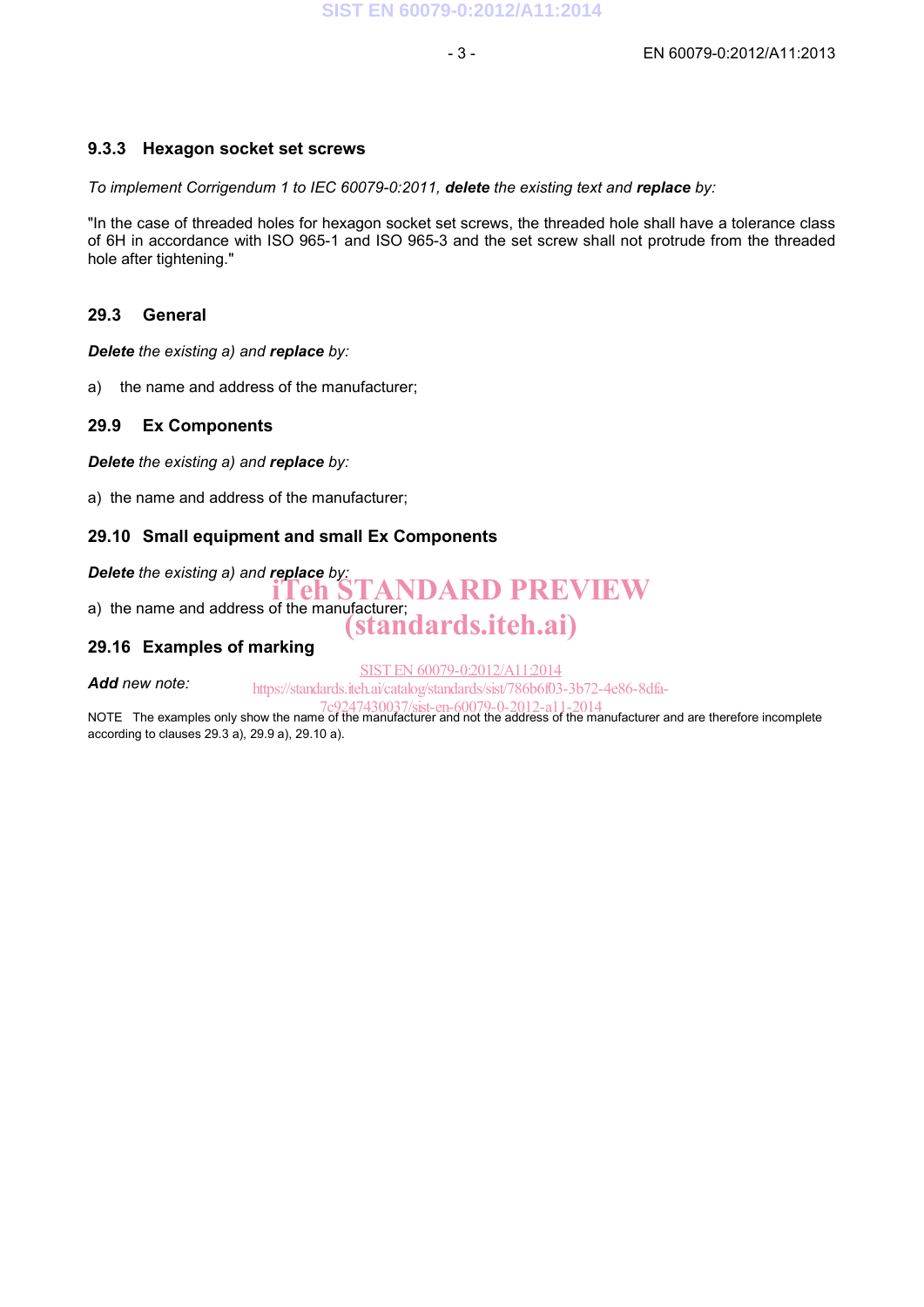### 9.3.3 Hexagon socket set screws

*To implement Corrigendum 1 to IEC 60079-0:2011,* ***delete*** *the existing text and* ***replace*** *by:*

"In the case of threaded holes for hexagon socket set screws, the threaded hole shall have a tolerance class of 6H in accordance with ISO 965-1 and ISO 965-3 and the set screw shall not protrude from the threaded hole after tightening."

### 29.3 General

***Delete*** *the existing a) and* ***replace*** *by:*

a) the name and address of the manufacturer;

### 29.9 Ex Components

***Delete*** *the existing a) and* ***replace*** *by:*

a) the name and address of the manufacturer;

### 29.10 Small equipment and small Ex Components

***Delete*** *the existing a) and* ***replace*** *by:*

a) the name and address of the manufacturer;

### 29.16 Examples of marking

***Add*** *new note:*

NOTE The examples only show the name of the manufacturer and not the address of the manufacturer and are therefore incomplete according to clauses 29.3 a), 29.9 a), 29.10 a).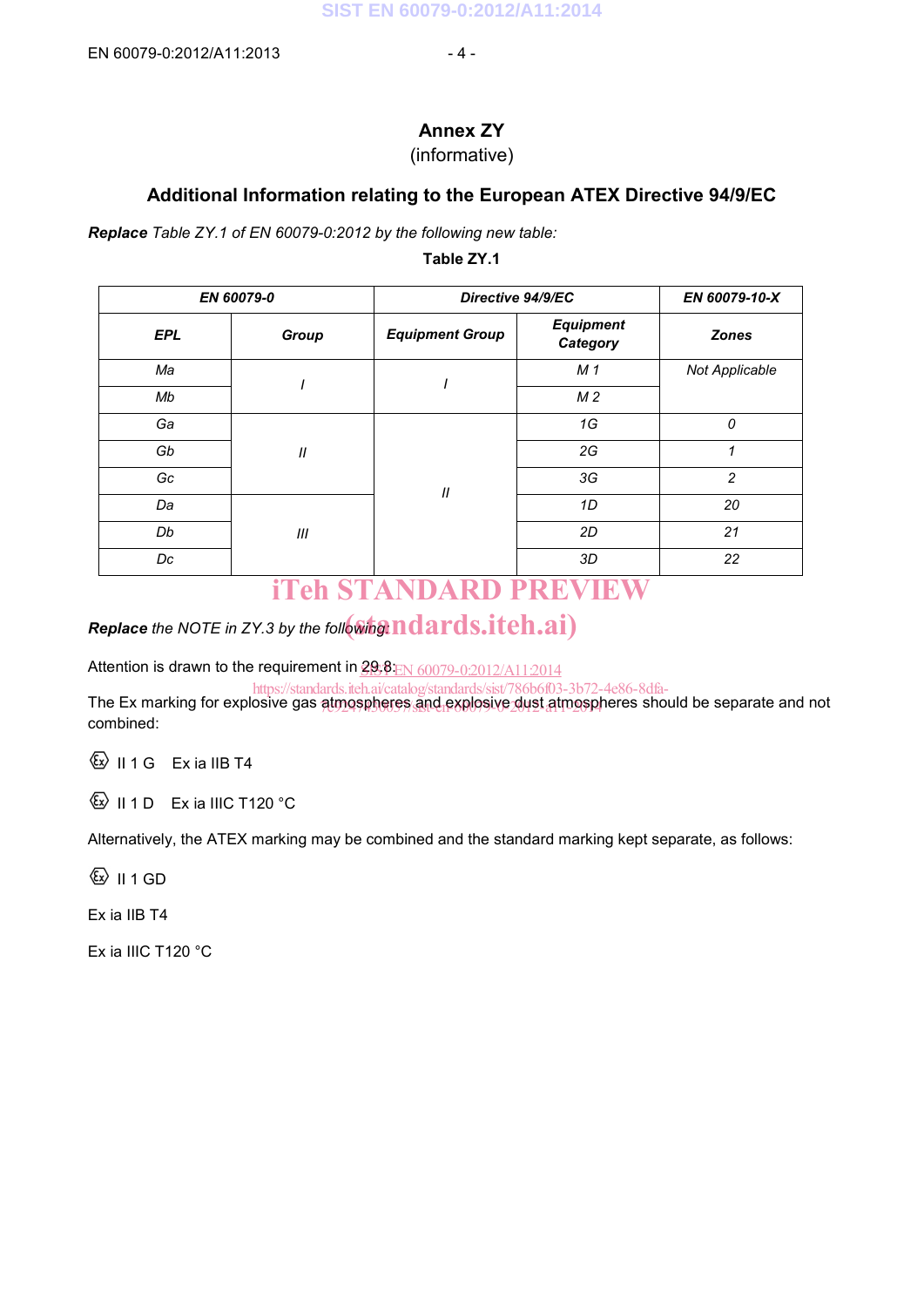# Annex ZY

(informative)

## Additional Information relating to the European ATEX Directive 94/9/EC

***Replace*** *Table ZY.1 of EN 60079-0:2012 by the following new table:*

**Table ZY.1**

| ***EN 60079-0*** | | ***Directive 94/9/EC*** | | ***EN 60079-10-X*** |
|---|---|---|---|---|
| ***EPL*** | ***Group*** | ***Equipment Group*** | ***Equipment Category*** | ***Zones*** |
| *Ma* | *I* | *I* | *M 1* | *Not Applicable* |
| *Mb* | | | *M 2* | |
| *Ga* | *II* | *II* | *1G* | *0* |
| *Gb* | | | *2G* | *1* |
| *Gc* | | | *3G* | *2* |
| *Da* | *III* | | *1D* | *20* |
| *Db* | | | *2D* | *21* |
| *Dc* | | | *3D* | *22* |

***Replace*** *the NOTE in ZY.3 by the following:*

Attention is drawn to the requirement in 29.8:

The Ex marking for explosive gas atmospheres and explosive dust atmospheres should be separate and not combined:

Ⓔx II 1 G   Ex ia IIB T4

Ⓔx II 1 D   Ex ia IIIC T120 °C

Alternatively, the ATEX marking may be combined and the standard marking kept separate, as follows:

Ⓔx II 1 GD

Ex ia IIB T4

Ex ia IIIC T120 °C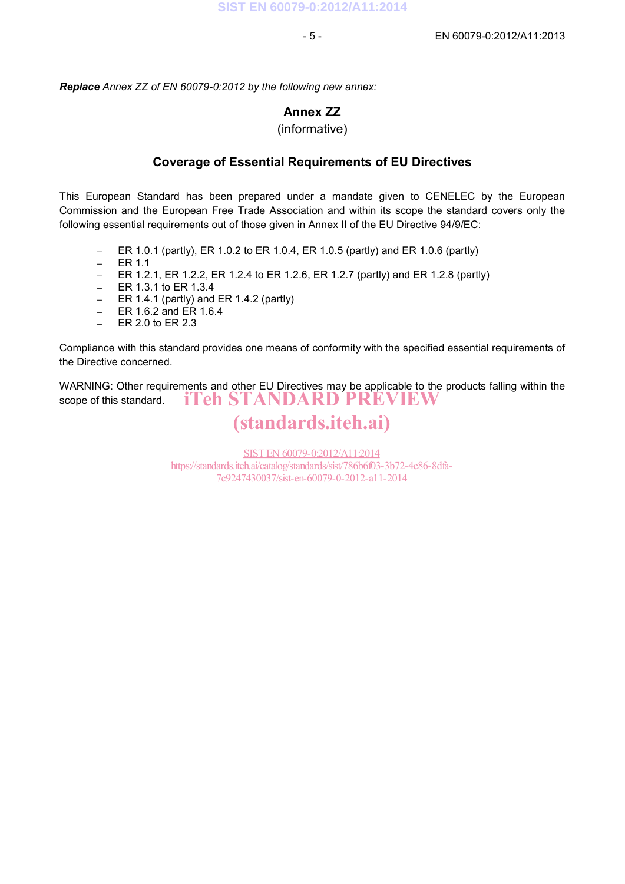***Replace*** *Annex ZZ of EN 60079-0:2012 by the following new annex:*

## Annex ZZ
(informative)

## Coverage of Essential Requirements of EU Directives

This European Standard has been prepared under a mandate given to CENELEC by the European Commission and the European Free Trade Association and within its scope the standard covers only the following essential requirements out of those given in Annex II of the EU Directive 94/9/EC:

- ER 1.0.1 (partly), ER 1.0.2 to ER 1.0.4, ER 1.0.5 (partly) and ER 1.0.6 (partly)
- ER 1.1
- ER 1.2.1, ER 1.2.2, ER 1.2.4 to ER 1.2.6, ER 1.2.7 (partly) and ER 1.2.8 (partly)
- ER 1.3.1 to ER 1.3.4
- ER 1.4.1 (partly) and ER 1.4.2 (partly)
- ER 1.6.2 and ER 1.6.4
- ER 2.0 to ER 2.3

Compliance with this standard provides one means of conformity with the specified essential requirements of the Directive concerned.

WARNING: Other requirements and other EU Directives may be applicable to the products falling within the scope of this standard.